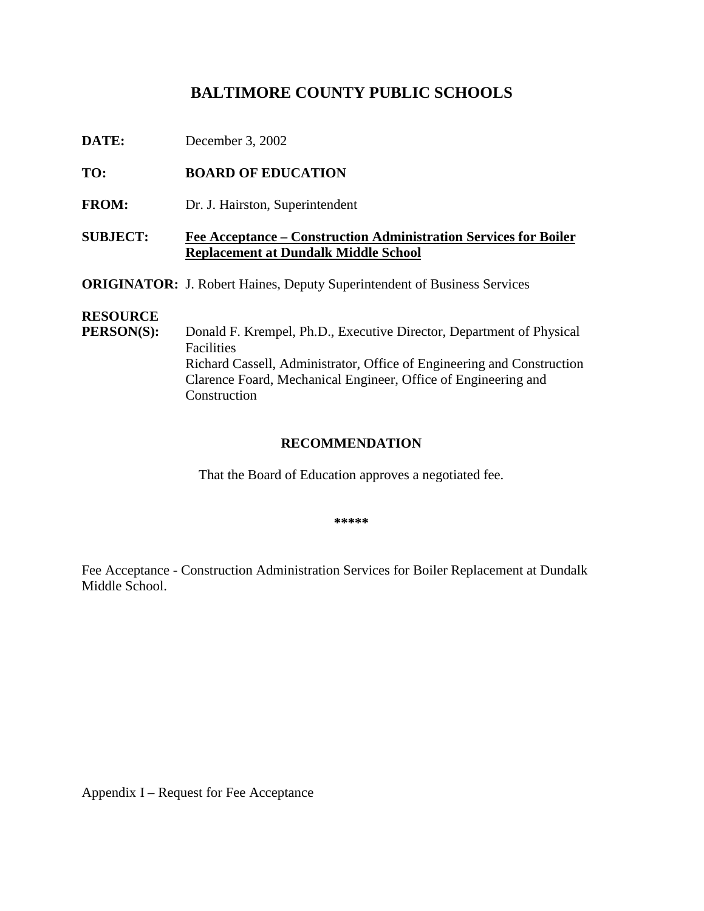# BALTIMORE COUNTY PUBLIC SCHOOLS

**DATE:** December 3, 2002

**TO:** **BOARD OF EDUCATION**

**FROM:** Dr. J. Hairston, Superintendent

**SUBJECT:** **Fee Acceptance – Construction Administration Services for Boiler Replacement at Dundalk Middle School**

**ORIGINATOR:** J. Robert Haines, Deputy Superintendent of Business Services

**RESOURCE PERSON(S):** Donald F. Krempel, Ph.D., Executive Director, Department of Physical Facilities
Richard Cassell, Administrator, Office of Engineering and Construction
Clarence Foard, Mechanical Engineer, Office of Engineering and Construction

## RECOMMENDATION

That the Board of Education approves a negotiated fee.

*****

Fee Acceptance - Construction Administration Services for Boiler Replacement at Dundalk Middle School.

Appendix I – Request for Fee Acceptance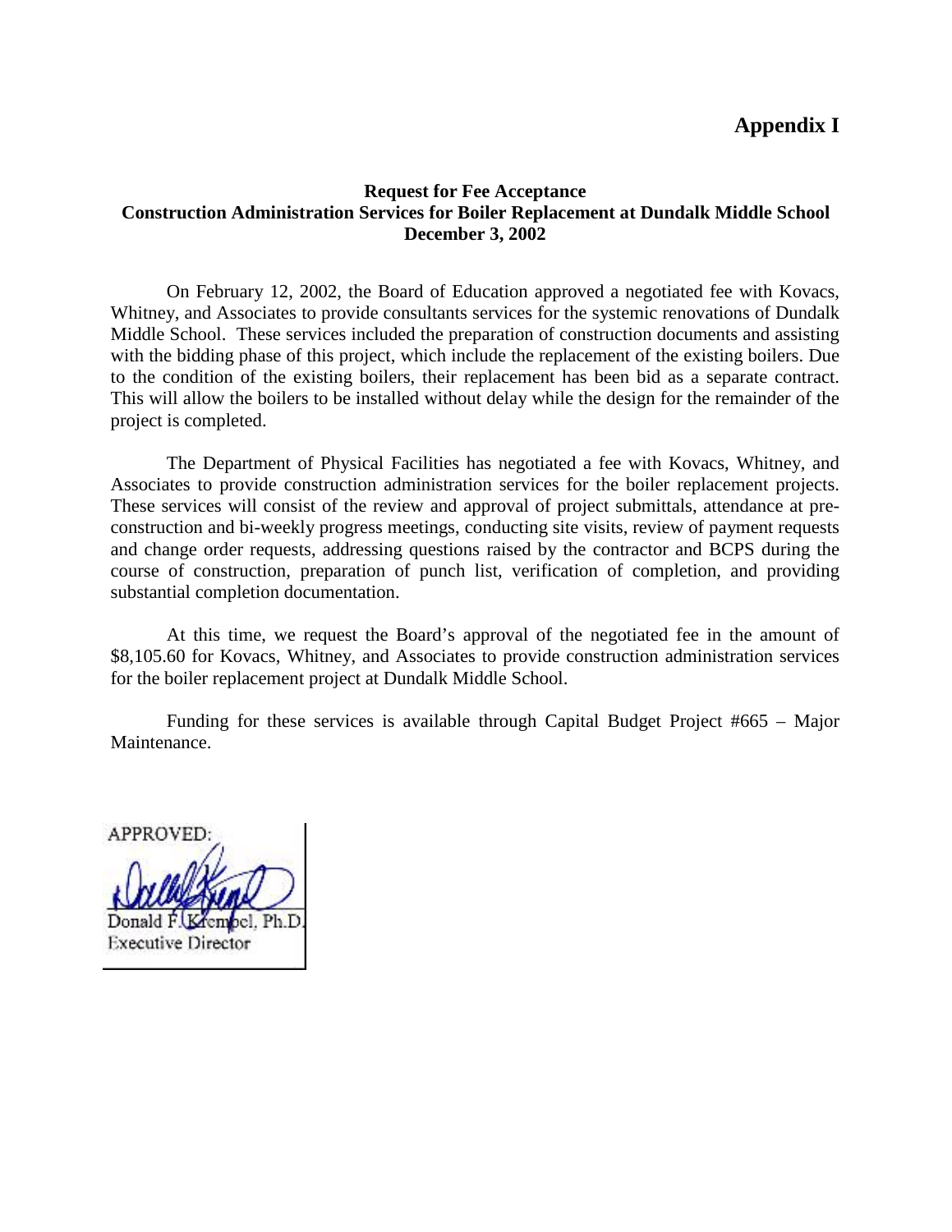# Appendix I

**Request for Fee Acceptance**
**Construction Administration Services for Boiler Replacement at Dundalk Middle School**
**December 3, 2002**

On February 12, 2002, the Board of Education approved a negotiated fee with Kovacs, Whitney, and Associates to provide consultants services for the systemic renovations of Dundalk Middle School. These services included the preparation of construction documents and assisting with the bidding phase of this project, which include the replacement of the existing boilers. Due to the condition of the existing boilers, their replacement has been bid as a separate contract. This will allow the boilers to be installed without delay while the design for the remainder of the project is completed.

The Department of Physical Facilities has negotiated a fee with Kovacs, Whitney, and Associates to provide construction administration services for the boiler replacement projects. These services will consist of the review and approval of project submittals, attendance at pre-construction and bi-weekly progress meetings, conducting site visits, review of payment requests and change order requests, addressing questions raised by the contractor and BCPS during the course of construction, preparation of punch list, verification of completion, and providing substantial completion documentation.

At this time, we request the Board's approval of the negotiated fee in the amount of $8,105.60 for Kovacs, Whitney, and Associates to provide construction administration services for the boiler replacement project at Dundalk Middle School.

Funding for these services is available through Capital Budget Project #665 – Major Maintenance.

APPROVED:

Donald F. Krempel, Ph.D.
Executive Director